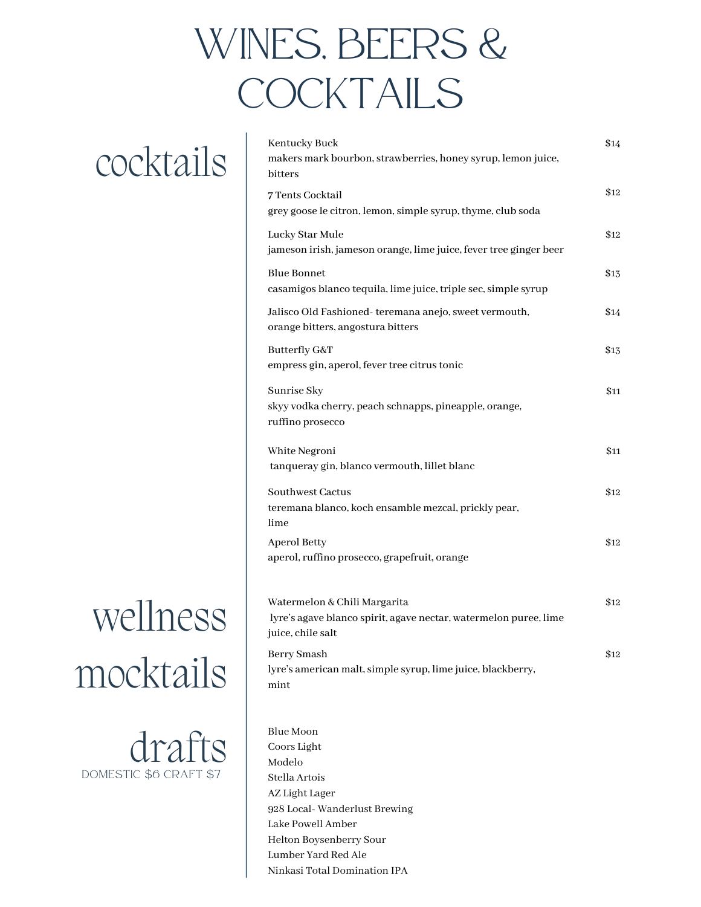# WINES, BEERS & COCKTAILS

## cocktails

Kentucky Buck — $14
makers mark bourbon, strawberries, honey syrup, lemon juice, bitters

7 Tents Cocktail — $12
grey goose le citron, lemon, simple syrup, thyme, club soda

Lucky Star Mule — $12
jameson irish, jameson orange, lime juice, fever tree ginger beer

Blue Bonnet — $13
casamigos blanco tequila, lime juice, triple sec, simple syrup

Jalisco Old Fashioned- teremana anejo, sweet vermouth, orange bitters, angostura bitters — $14

Butterfly G&T — $13
empress gin, aperol, fever tree citrus tonic

Sunrise Sky — $11
skyy vodka cherry, peach schnapps, pineapple, orange, ruffino prosecco

White Negroni — $11
tanqueray gin, blanco vermouth, lillet blanc

Southwest Cactus — $12
teremana blanco, koch ensamble mezcal, prickly pear, lime

Aperol Betty — $12
aperol, ruffino prosecco, grapefruit, orange

## wellness mocktails

Watermelon & Chili Margarita — $12
lyre's agave blanco spirit, agave nectar, watermelon puree, lime juice, chile salt

Berry Smash — $12
lyre's american malt, simple syrup, lime juice, blackberry, mint

## drafts

DOMESTIC $6 CRAFT $7

- Blue Moon
- Coors Light
- Modelo
- Stella Artois
- AZ Light Lager
- 928 Local- Wanderlust Brewing
- Lake Powell Amber
- Helton Boysenberry Sour
- Lumber Yard Red Ale
- Ninkasi Total Domination IPA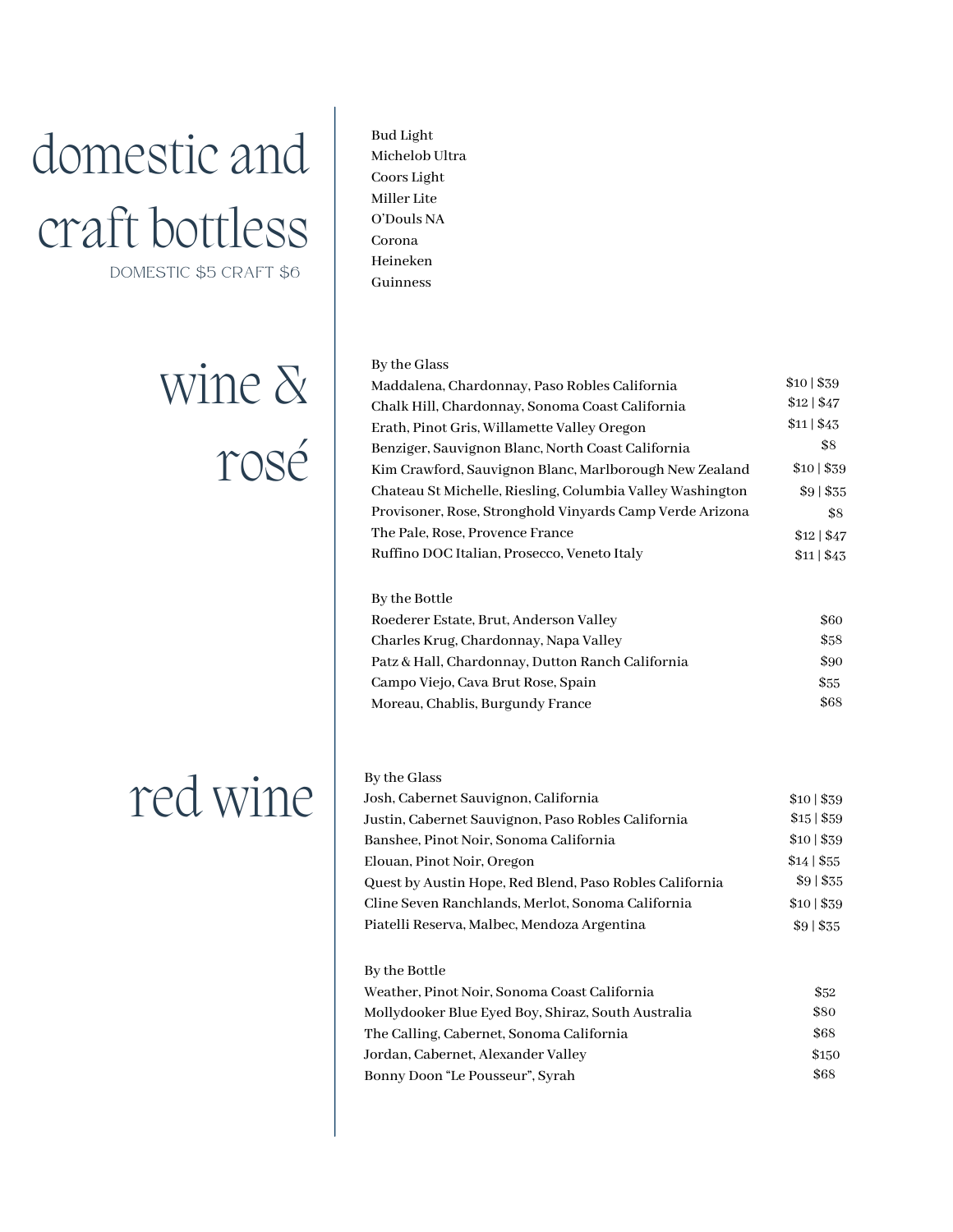# domestic and craft bottless

DOMESTIC $5 CRAFT $6

- Bud Light
- Michelob Ultra
- Coors Light
- Miller Lite
- O'Douls NA
- Corona
- Heineken
- Guinness

# wine & rosé

### By the Glass

| | |
|---|---|
| Maddalena, Chardonnay, Paso Robles California | $10 \| $39 |
| Chalk Hill, Chardonnay, Sonoma Coast California | $12 \| $47 |
| Erath, Pinot Gris, Willamette Valley Oregon | $11 \| $43 |
| Benziger, Sauvignon Blanc, North Coast California | $8 |
| Kim Crawford, Sauvignon Blanc, Marlborough New Zealand | $10 \| $39 |
| Chateau St Michelle, Riesling, Columbia Valley Washington | $9 \| $35 |
| Provisoner, Rose, Stronghold Vinyards Camp Verde Arizona | $8 |
| The Pale, Rose, Provence France | $12 \| $47 |
| Ruffino DOC Italian, Prosecco, Veneto Italy | $11 \| $43 |

### By the Bottle

| | |
|---|---|
| Roederer Estate, Brut, Anderson Valley | $60 |
| Charles Krug, Chardonnay, Napa Valley | $58 |
| Patz & Hall, Chardonnay, Dutton Ranch California | $90 |
| Campo Viejo, Cava Brut Rose, Spain | $55 |
| Moreau, Chablis, Burgundy France | $68 |

# red wine

### By the Glass

| | |
|---|---|
| Josh, Cabernet Sauvignon, California | $10 \| $39 |
| Justin, Cabernet Sauvignon, Paso Robles California | $15 \| $59 |
| Banshee, Pinot Noir, Sonoma California | $10 \| $39 |
| Elouan, Pinot Noir, Oregon | $14 \| $55 |
| Quest by Austin Hope, Red Blend, Paso Robles California | $9 \| $35 |
| Cline Seven Ranchlands, Merlot, Sonoma California | $10 \| $39 |
| Piatelli Reserva, Malbec, Mendoza Argentina | $9 \| $35 |

### By the Bottle

| | |
|---|---|
| Weather, Pinot Noir, Sonoma Coast California | $52 |
| Mollydooker Blue Eyed Boy, Shiraz, South Australia | $80 |
| The Calling, Cabernet, Sonoma California | $68 |
| Jordan, Cabernet, Alexander Valley | $150 |
| Bonny Doon "Le Pousseur", Syrah | $68 |